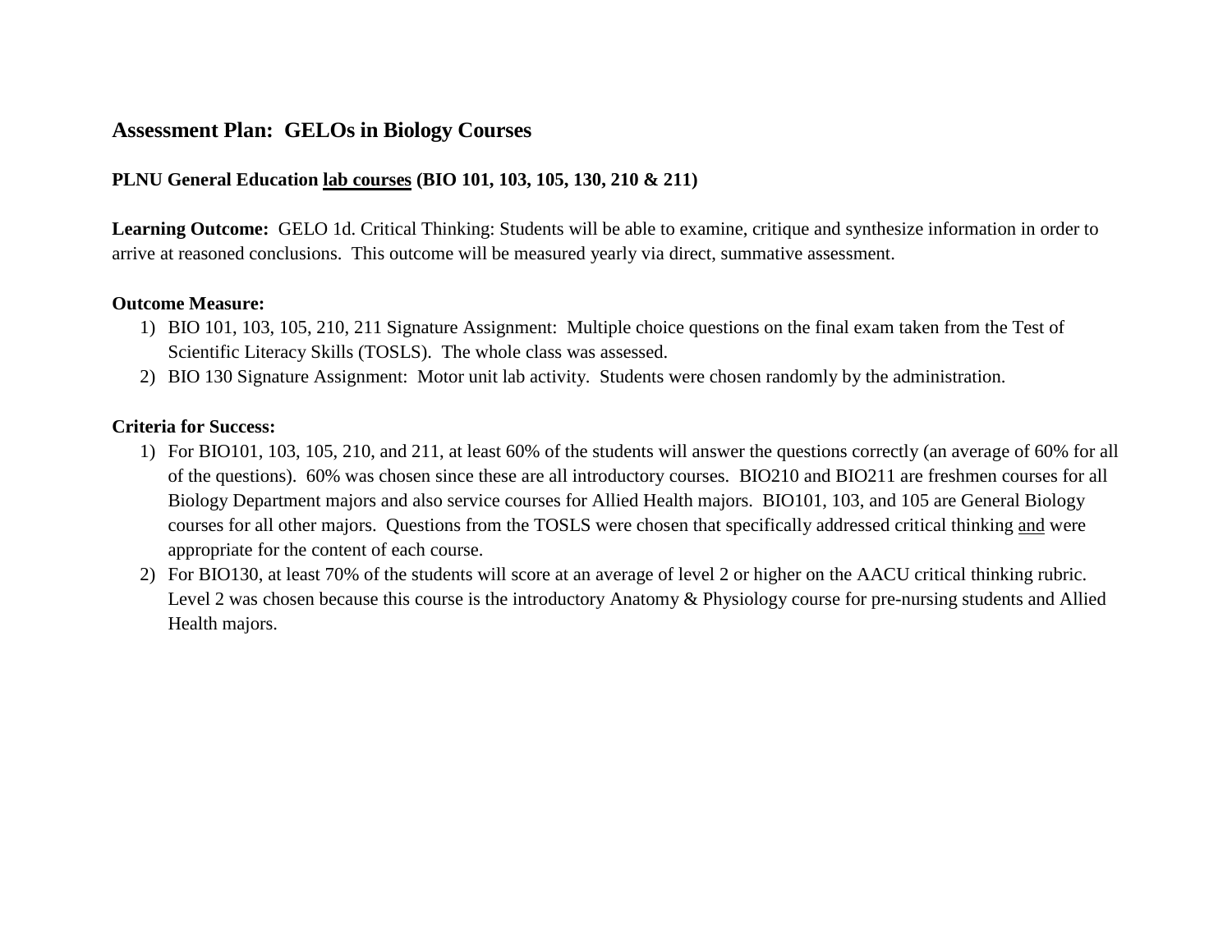## Assessment Plan: GELOs in Biology Courses

**PLNU General Education lab courses (BIO 101, 103, 105, 130, 210 & 211)**

**Learning Outcome:** GELO 1d. Critical Thinking: Students will be able to examine, critique and synthesize information in order to arrive at reasoned conclusions. This outcome will be measured yearly via direct, summative assessment.

**Outcome Measure:**

1) BIO 101, 103, 105, 210, 211 Signature Assignment: Multiple choice questions on the final exam taken from the Test of Scientific Literacy Skills (TOSLS). The whole class was assessed.
2) BIO 130 Signature Assignment: Motor unit lab activity. Students were chosen randomly by the administration.

**Criteria for Success:**

1) For BIO101, 103, 105, 210, and 211, at least 60% of the students will answer the questions correctly (an average of 60% for all of the questions). 60% was chosen since these are all introductory courses. BIO210 and BIO211 are freshmen courses for all Biology Department majors and also service courses for Allied Health majors. BIO101, 103, and 105 are General Biology courses for all other majors. Questions from the TOSLS were chosen that specifically addressed critical thinking and were appropriate for the content of each course.
2) For BIO130, at least 70% of the students will score at an average of level 2 or higher on the AACU critical thinking rubric. Level 2 was chosen because this course is the introductory Anatomy & Physiology course for pre-nursing students and Allied Health majors.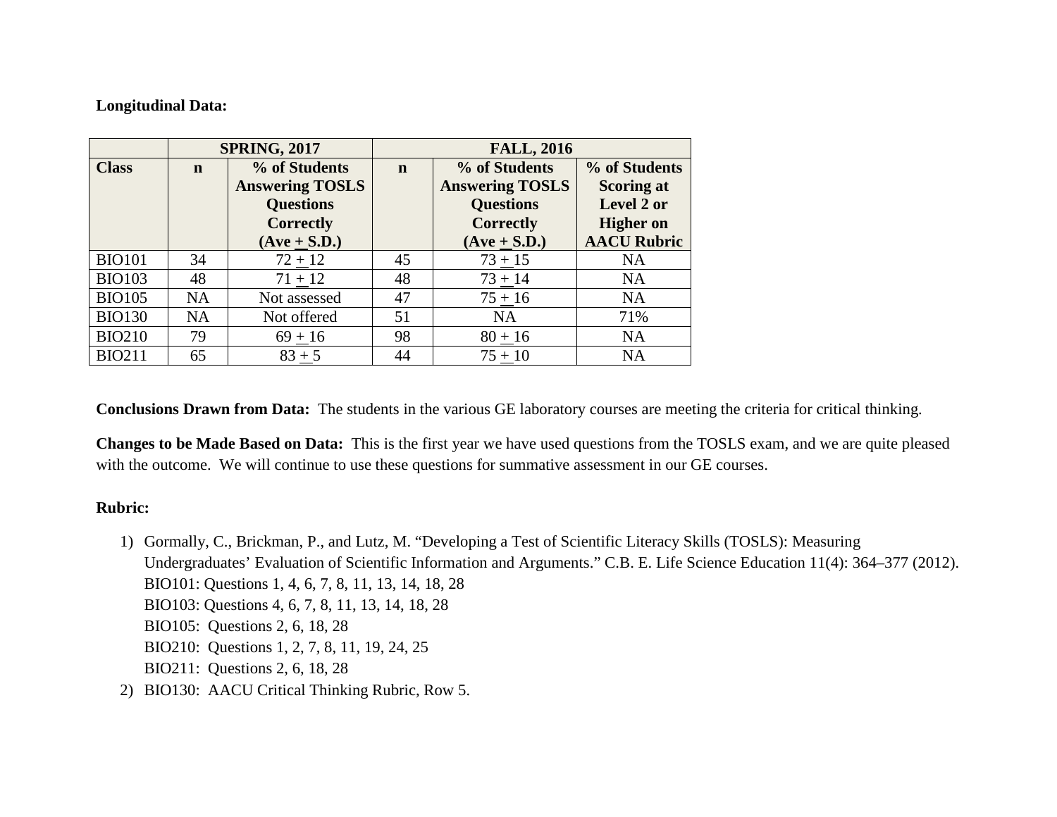**Longitudinal Data:**

| | SPRING, 2017 | | FALL, 2016 | | |
|---|---|---|---|---|---|
| **Class** | **n** | **% of Students Answering TOSLS Questions Correctly (Ave $\pm$ S.D.)** | **n** | **% of Students Answering TOSLS Questions Correctly (Ave $\pm$ S.D.)** | **% of Students Scoring at Level 2 or Higher on AACU Rubric** |
| BIO101 | 34 | $72 \pm 12$ | 45 | $73 \pm 15$ | NA |
| BIO103 | 48 | $71 \pm 12$ | 48 | $73 \pm 14$ | NA |
| BIO105 | NA | Not assessed | 47 | $75 \pm 16$ | NA |
| BIO130 | NA | Not offered | 51 | NA | 71% |
| BIO210 | 79 | $69 \pm 16$ | 98 | $80 \pm 16$ | NA |
| BIO211 | 65 | $83 \pm 5$ | 44 | $75 \pm 10$ | NA |

**Conclusions Drawn from Data:** The students in the various GE laboratory courses are meeting the criteria for critical thinking.

**Changes to be Made Based on Data:** This is the first year we have used questions from the TOSLS exam, and we are quite pleased with the outcome. We will continue to use these questions for summative assessment in our GE courses.

**Rubric:**

1) Gormally, C., Brickman, P., and Lutz, M. "Developing a Test of Scientific Literacy Skills (TOSLS): Measuring Undergraduates' Evaluation of Scientific Information and Arguments." C.B. E. Life Science Education 11(4): 364–377 (2012).
   BIO101: Questions 1, 4, 6, 7, 8, 11, 13, 14, 18, 28
   BIO103: Questions 4, 6, 7, 8, 11, 13, 14, 18, 28
   BIO105: Questions 2, 6, 18, 28
   BIO210: Questions 1, 2, 7, 8, 11, 19, 24, 25
   BIO211: Questions 2, 6, 18, 28
2) BIO130: AACU Critical Thinking Rubric, Row 5.